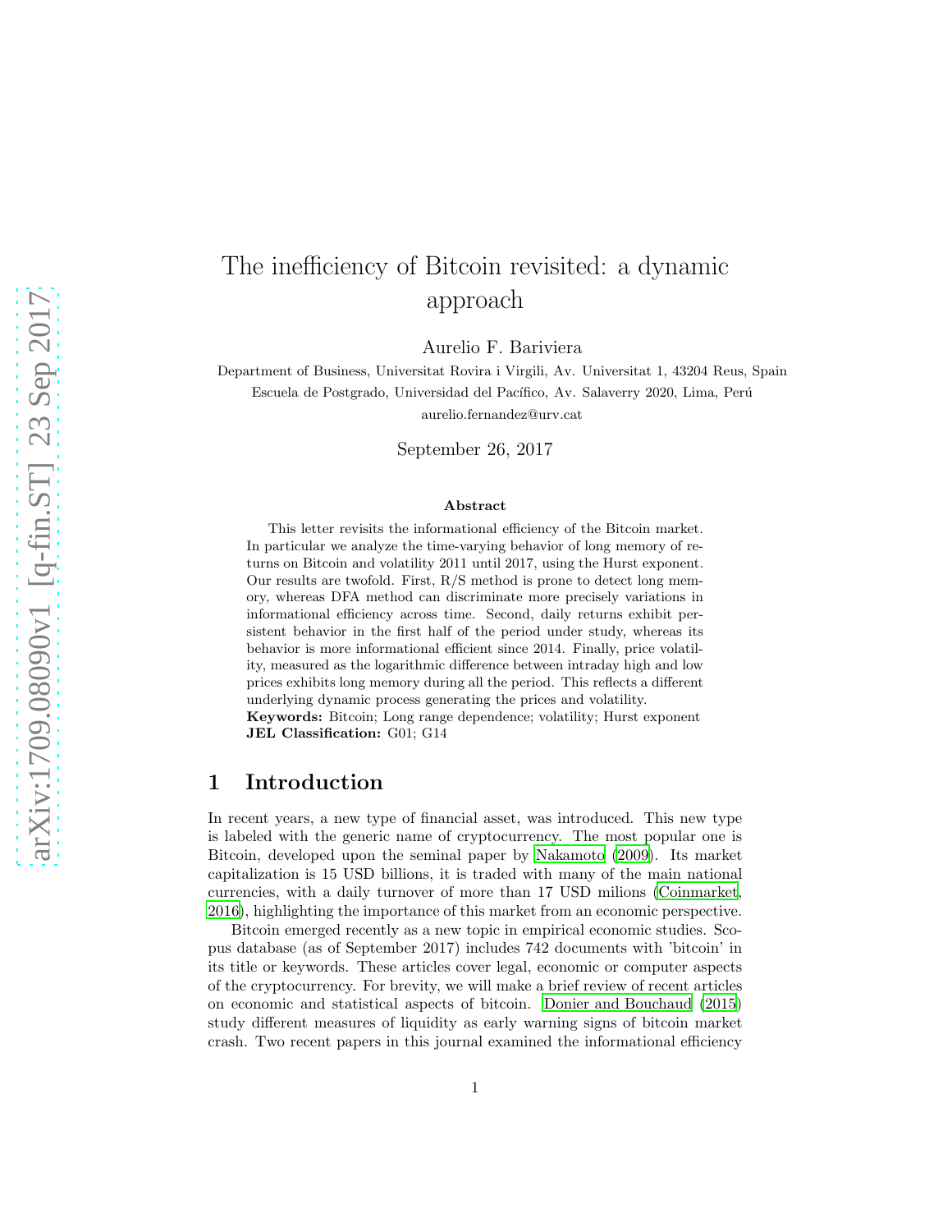# The inefficiency of Bitcoin revisited: a dynamic approach

Aurelio F. Bariviera

Department of Business, Universitat Rovira i Virgili, Av. Universitat 1, 43204 Reus, Spain

Escuela de Postgrado, Universidad del Pacífico, Av. Salaverry 2020, Lima, Perú

aurelio.fernandez@urv.cat

September 26, 2017

### Abstract

This letter revisits the informational efficiency of the Bitcoin market. In particular we analyze the time-varying behavior of long memory of returns on Bitcoin and volatility 2011 until 2017, using the Hurst exponent. Our results are twofold. First, R/S method is prone to detect long memory, whereas DFA method can discriminate more precisely variations in informational efficiency across time. Second, daily returns exhibit persistent behavior in the first half of the period under study, whereas its behavior is more informational efficient since 2014. Finally, price volatility, measured as the logarithmic difference between intraday high and low prices exhibits long memory during all the period. This reflects a different underlying dynamic process generating the prices and volatility.

**Keywords:** Bitcoin; Long range dependence; volatility; Hurst exponent
**JEL Classification:** G01; G14

## 1 Introduction

In recent years, a new type of financial asset, was introduced. This new type is labeled with the generic name of cryptocurrency. The most popular one is Bitcoin, developed upon the seminal paper by Nakamoto (2009). Its market capitalization is 15 USD billions, it is traded with many of the main national currencies, with a daily turnover of more than 17 USD milions (Coinmarket, 2016), highlighting the importance of this market from an economic perspective.

Bitcoin emerged recently as a new topic in empirical economic studies. Scopus database (as of September 2017) includes 742 documents with 'bitcoin' in its title or keywords. These articles cover legal, economic or computer aspects of the cryptocurrency. For brevity, we will make a brief review of recent articles on economic and statistical aspects of bitcoin. Donier and Bouchaud (2015) study different measures of liquidity as early warning signs of bitcoin market crash. Two recent papers in this journal examined the informational efficiency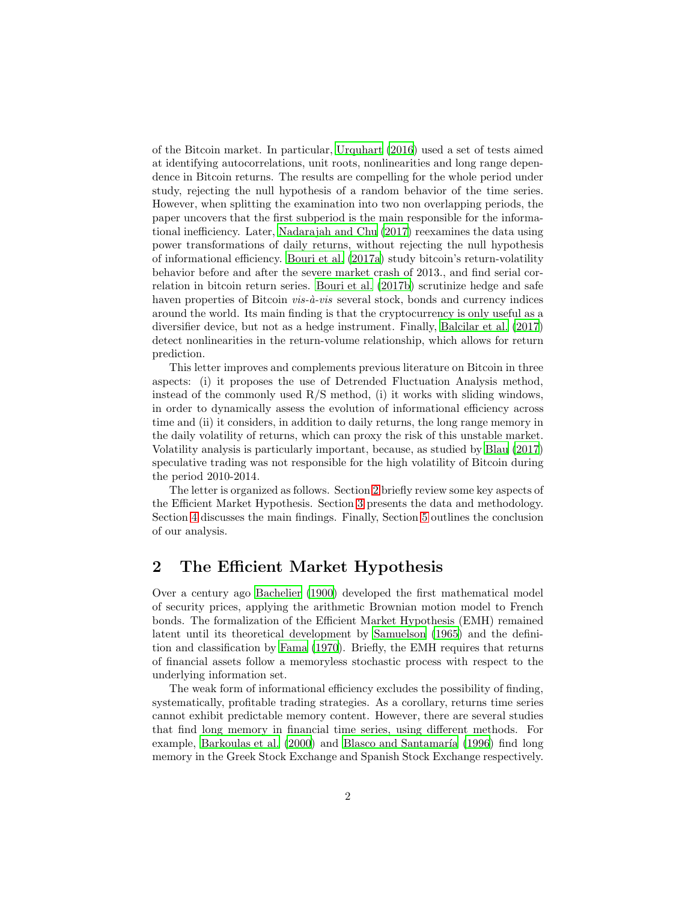of the Bitcoin market. In particular, Urquhart (2016) used a set of tests aimed at identifying autocorrelations, unit roots, nonlinearities and long range dependence in Bitcoin returns. The results are compelling for the whole period under study, rejecting the null hypothesis of a random behavior of the time series. However, when splitting the examination into two non overlapping periods, the paper uncovers that the first subperiod is the main responsible for the informational inefficiency. Later, Nadarajah and Chu (2017) reexamines the data using power transformations of daily returns, without rejecting the null hypothesis of informational efficiency. Bouri et al. (2017a) study bitcoin's return-volatility behavior before and after the severe market crash of 2013., and find serial correlation in bitcoin return series. Bouri et al. (2017b) scrutinize hedge and safe haven properties of Bitcoin *vis-à-vis* several stock, bonds and currency indices around the world. Its main finding is that the cryptocurrency is only useful as a diversifier device, but not as a hedge instrument. Finally, Balcilar et al. (2017) detect nonlinearities in the return-volume relationship, which allows for return prediction.

This letter improves and complements previous literature on Bitcoin in three aspects: (i) it proposes the use of Detrended Fluctuation Analysis method, instead of the commonly used R/S method, (i) it works with sliding windows, in order to dynamically assess the evolution of informational efficiency across time and (ii) it considers, in addition to daily returns, the long range memory in the daily volatility of returns, which can proxy the risk of this unstable market. Volatility analysis is particularly important, because, as studied by Blau (2017) speculative trading was not responsible for the high volatility of Bitcoin during the period 2010-2014.

The letter is organized as follows. Section 2 briefly review some key aspects of the Efficient Market Hypothesis. Section 3 presents the data and methodology. Section 4 discusses the main findings. Finally, Section 5 outlines the conclusion of our analysis.

## 2 The Efficient Market Hypothesis

Over a century ago Bachelier (1900) developed the first mathematical model of security prices, applying the arithmetic Brownian motion model to French bonds. The formalization of the Efficient Market Hypothesis (EMH) remained latent until its theoretical development by Samuelson (1965) and the definition and classification by Fama (1970). Briefly, the EMH requires that returns of financial assets follow a memoryless stochastic process with respect to the underlying information set.

The weak form of informational efficiency excludes the possibility of finding, systematically, profitable trading strategies. As a corollary, returns time series cannot exhibit predictable memory content. However, there are several studies that find long memory in financial time series, using different methods. For example, Barkoulas et al. (2000) and Blasco and Santamaría (1996) find long memory in the Greek Stock Exchange and Spanish Stock Exchange respectively.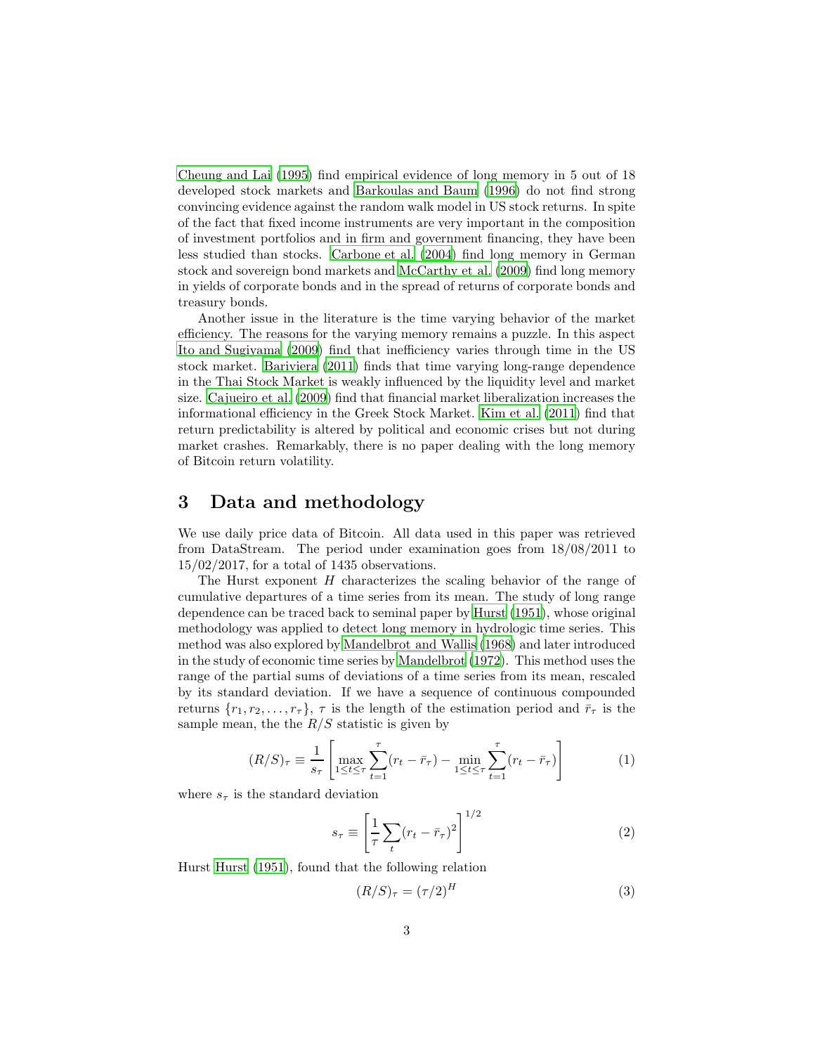Cheung and Lai (1995) find empirical evidence of long memory in 5 out of 18 developed stock markets and Barkoulas and Baum (1996) do not find strong convincing evidence against the random walk model in US stock returns. In spite of the fact that fixed income instruments are very important in the composition of investment portfolios and in firm and government financing, they have been less studied than stocks. Carbone et al. (2004) find long memory in German stock and sovereign bond markets and McCarthy et al. (2009) find long memory in yields of corporate bonds and in the spread of returns of corporate bonds and treasury bonds.

Another issue in the literature is the time varying behavior of the market efficiency. The reasons for the varying memory remains a puzzle. In this aspect Ito and Sugiyama (2009) find that inefficiency varies through time in the US stock market. Bariviera (2011) finds that time varying long-range dependence in the Thai Stock Market is weakly influenced by the liquidity level and market size. Cajueiro et al. (2009) find that financial market liberalization increases the informational efficiency in the Greek Stock Market. Kim et al. (2011) find that return predictability is altered by political and economic crises but not during market crashes. Remarkably, there is no paper dealing with the long memory of Bitcoin return volatility.

## 3 Data and methodology

We use daily price data of Bitcoin. All data used in this paper was retrieved from DataStream. The period under examination goes from 18/08/2011 to 15/02/2017, for a total of 1435 observations.

The Hurst exponent $H$ characterizes the scaling behavior of the range of cumulative departures of a time series from its mean. The study of long range dependence can be traced back to seminal paper by Hurst (1951), whose original methodology was applied to detect long memory in hydrologic time series. This method was also explored by Mandelbrot and Wallis (1968) and later introduced in the study of economic time series by Mandelbrot (1972). This method uses the range of the partial sums of deviations of a time series from its mean, rescaled by its standard deviation. If we have a sequence of continuous compounded returns $\{r_1, r_2, \ldots, r_\tau\}$, $\tau$ is the length of the estimation period and $\bar{r}_\tau$ is the sample mean, the the $R/S$ statistic is given by

$$(R/S)_\tau \equiv \frac{1}{s_\tau}\left[\max_{1\leq t\leq\tau}\sum_{t=1}^{\tau}(r_t - \bar{r}_\tau) - \min_{1\leq t\leq\tau}\sum_{t=1}^{\tau}(r_t - \bar{r}_\tau)\right] \tag{1}$$

where $s_\tau$ is the standard deviation

$$s_\tau \equiv \left[\frac{1}{\tau}\sum_t (r_t - \bar{r}_\tau)^2\right]^{1/2} \tag{2}$$

Hurst Hurst (1951), found that the following relation

$$(R/S)_\tau = (\tau/2)^H \tag{3}$$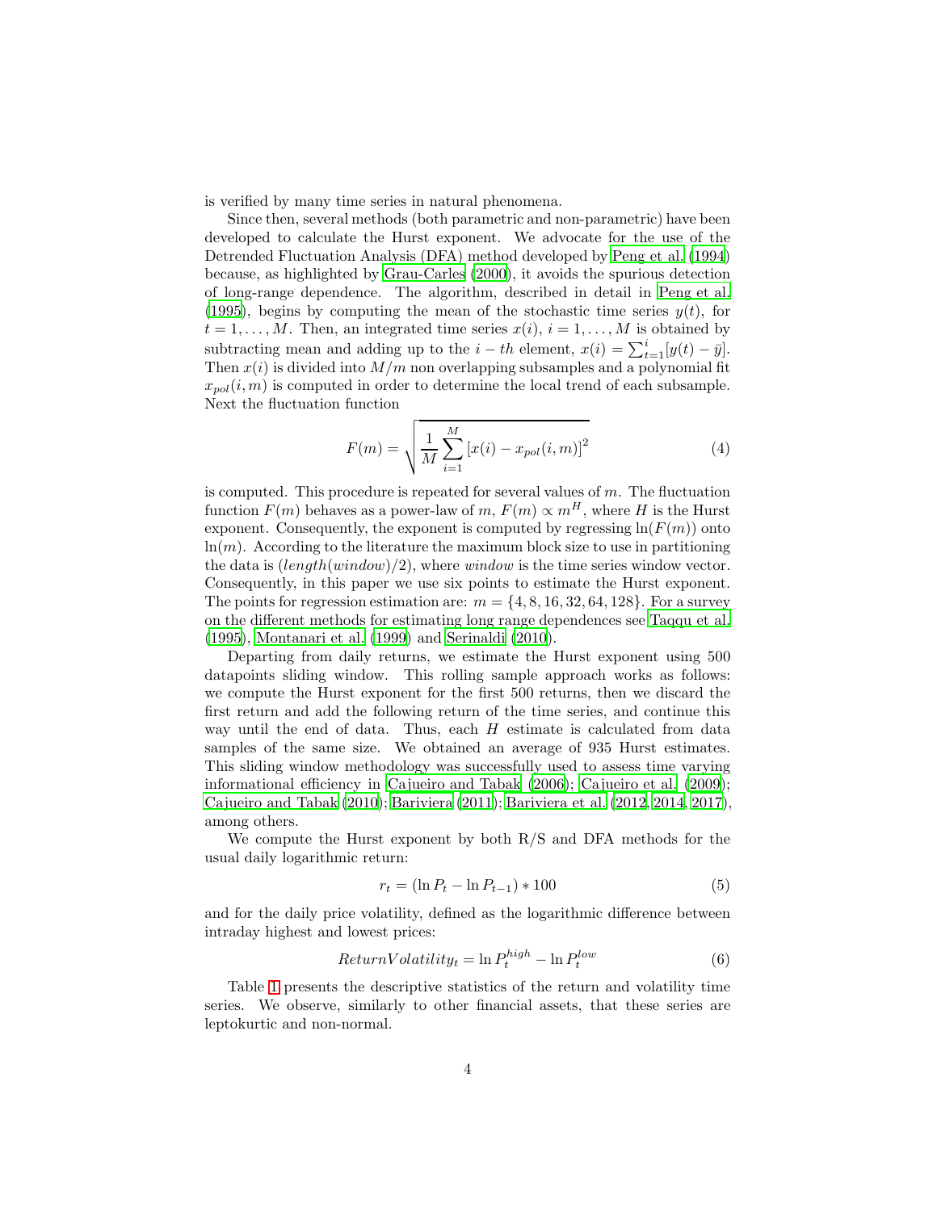is verified by many time series in natural phenomena.

Since then, several methods (both parametric and non-parametric) have been developed to calculate the Hurst exponent. We advocate for the use of the Detrended Fluctuation Analysis (DFA) method developed by Peng et al. (1994) because, as highlighted by Grau-Carles (2000), it avoids the spurious detection of long-range dependence. The algorithm, described in detail in Peng et al. (1995), begins by computing the mean of the stochastic time series $y(t)$, for $t = 1, \ldots, M$. Then, an integrated time series $x(i)$, $i = 1, \ldots, M$ is obtained by subtracting mean and adding up to the $i-th$ element, $x(i) = \sum_{t=1}^{i}[y(t) - \bar{y}]$. Then $x(i)$ is divided into $M/m$ non overlapping subsamples and a polynomial fit $x_{pol}(i, m)$ is computed in order to determine the local trend of each subsample. Next the fluctuation function

$$F(m) = \sqrt{\frac{1}{M}\sum_{i=1}^{M}\left[x(i) - x_{pol}(i, m)\right]^2} \tag{4}$$

is computed. This procedure is repeated for several values of $m$. The fluctuation function $F(m)$ behaves as a power-law of $m$, $F(m) \propto m^H$, where $H$ is the Hurst exponent. Consequently, the exponent is computed by regressing $\ln(F(m))$ onto $\ln(m)$. According to the literature the maximum block size to use in partitioning the data is $(length(window)/2)$, where *window* is the time series window vector. Consequently, in this paper we use six points to estimate the Hurst exponent. The points for regression estimation are: $m = \{4, 8, 16, 32, 64, 128\}$. For a survey on the different methods for estimating long range dependences see Taqqu et al. (1995), Montanari et al. (1999) and Serinaldi (2010).

Departing from daily returns, we estimate the Hurst exponent using 500 datapoints sliding window. This rolling sample approach works as follows: we compute the Hurst exponent for the first 500 returns, then we discard the first return and add the following return of the time series, and continue this way until the end of data. Thus, each $H$ estimate is calculated from data samples of the same size. We obtained an average of 935 Hurst estimates. This sliding window methodology was successfully used to assess time varying informational efficiency in Cajueiro and Tabak (2006); Cajueiro et al. (2009); Cajueiro and Tabak (2010); Bariviera (2011); Bariviera et al. (2012, 2014, 2017), among others.

We compute the Hurst exponent by both R/S and DFA methods for the usual daily logarithmic return:

$$r_t = (\ln P_t - \ln P_{t-1}) * 100 \tag{5}$$

and for the daily price volatility, defined as the logarithmic difference between intraday highest and lowest prices:

$$ReturnVolatility_t = \ln P_t^{high} - \ln P_t^{low} \tag{6}$$

Table 1 presents the descriptive statistics of the return and volatility time series. We observe, similarly to other financial assets, that these series are leptokurtic and non-normal.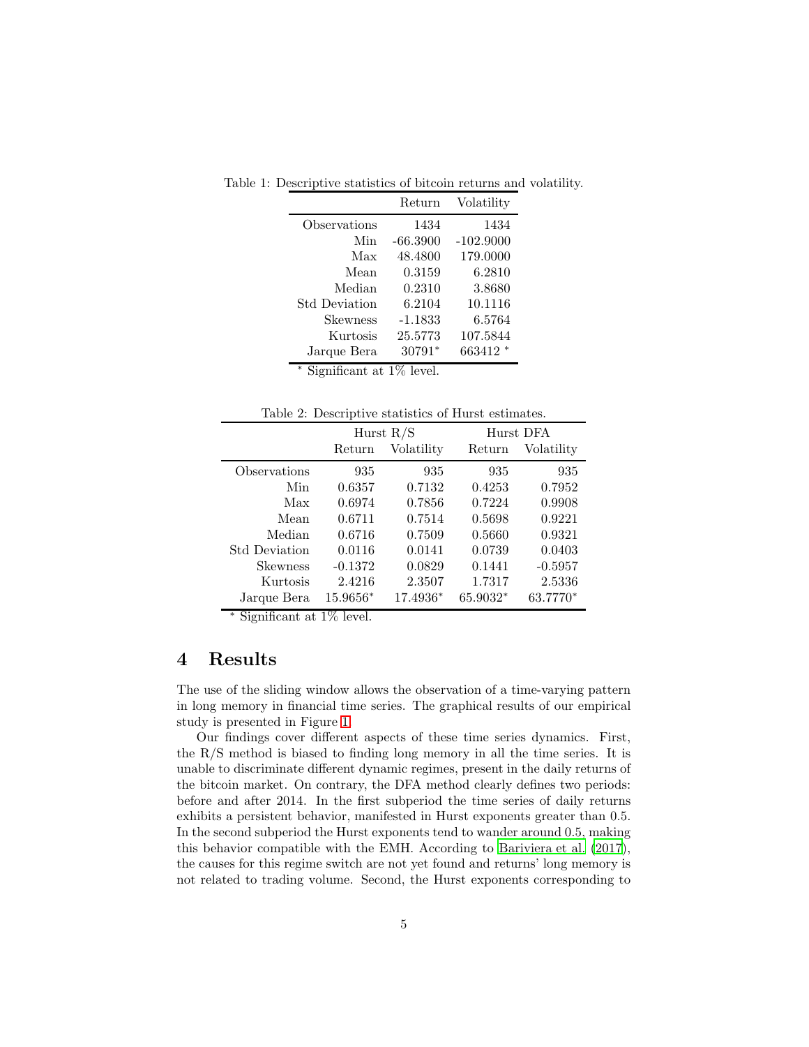Table 1: Descriptive statistics of bitcoin returns and volatility.

| | Return | Volatility |
|---|---|---|
| Observations | 1434 | 1434 |
| Min | -66.3900 | -102.9000 |
| Max | 48.4800 | 179.0000 |
| Mean | 0.3159 | 6.2810 |
| Median | 0.2310 | 3.8680 |
| Std Deviation | 6.2104 | 10.1116 |
| Skewness | -1.1833 | 6.5764 |
| Kurtosis | 25.5773 | 107.5844 |
| Jarque Bera | 30791* | 663412 * |

\* Significant at 1% level.

Table 2: Descriptive statistics of Hurst estimates.

| | Hurst R/S | | Hurst DFA | |
|---|---|---|---|---|
| | Return | Volatility | Return | Volatility |
| Observations | 935 | 935 | 935 | 935 |
| Min | 0.6357 | 0.7132 | 0.4253 | 0.7952 |
| Max | 0.6974 | 0.7856 | 0.7224 | 0.9908 |
| Mean | 0.6711 | 0.7514 | 0.5698 | 0.9221 |
| Median | 0.6716 | 0.7509 | 0.5660 | 0.9321 |
| Std Deviation | 0.0116 | 0.0141 | 0.0739 | 0.0403 |
| Skewness | -0.1372 | 0.0829 | 0.1441 | -0.5957 |
| Kurtosis | 2.4216 | 2.3507 | 1.7317 | 2.5336 |
| Jarque Bera | 15.9656* | 17.4936* | 65.9032* | 63.7770* |

\* Significant at 1% level.

# 4 Results

The use of the sliding window allows the observation of a time-varying pattern in long memory in financial time series. The graphical results of our empirical study is presented in Figure 1.

Our findings cover different aspects of these time series dynamics. First, the R/S method is biased to finding long memory in all the time series. It is unable to discriminate different dynamic regimes, present in the daily returns of the bitcoin market. On contrary, the DFA method clearly defines two periods: before and after 2014. In the first subperiod the time series of daily returns exhibits a persistent behavior, manifested in Hurst exponents greater than 0.5. In the second subperiod the Hurst exponents tend to wander around 0.5, making this behavior compatible with the EMH. According to Bariviera et al. (2017), the causes for this regime switch are not yet found and returns' long memory is not related to trading volume. Second, the Hurst exponents corresponding to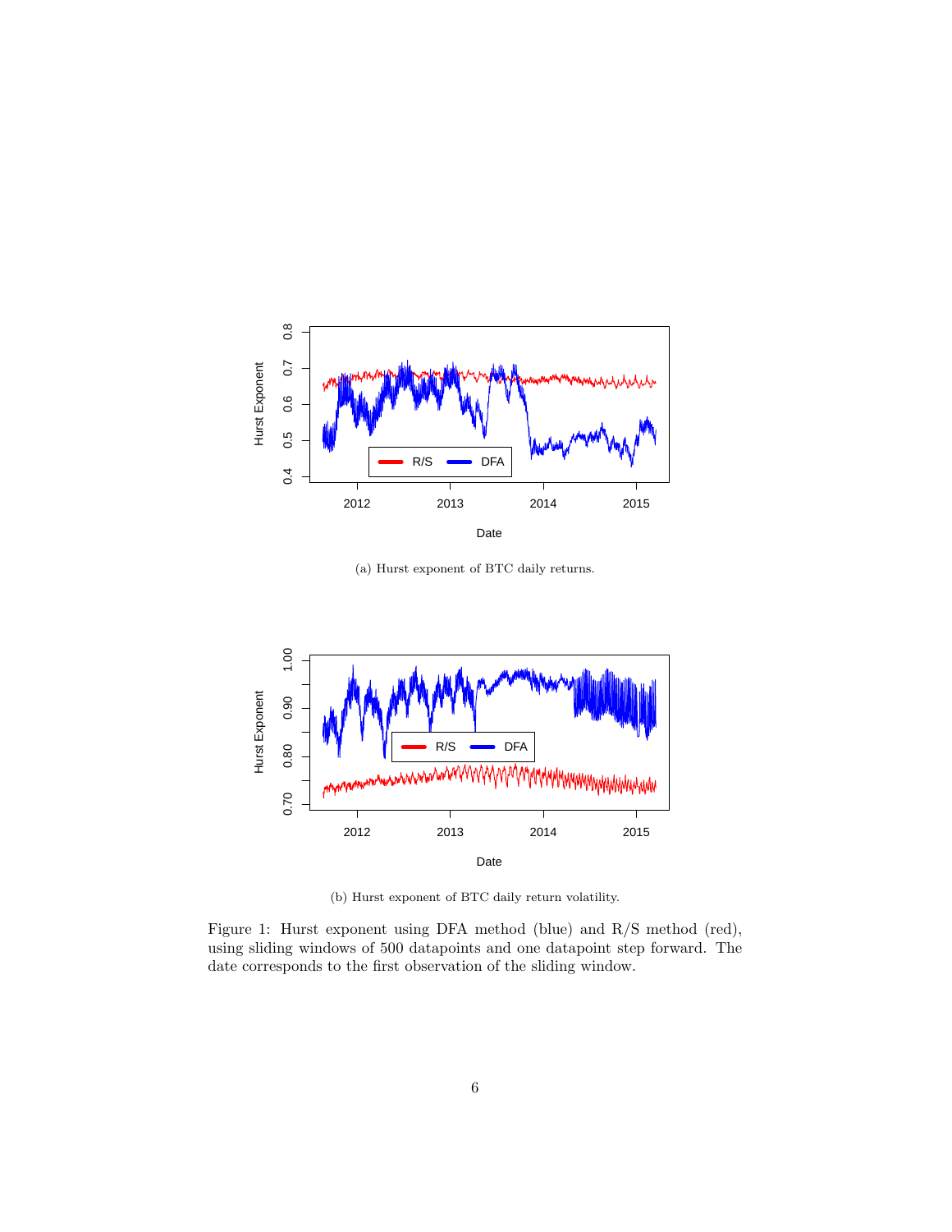(a) Hurst exponent of BTC daily returns.

(b) Hurst exponent of BTC daily return volatility.

Figure 1: Hurst exponent using DFA method (blue) and R/S method (red), using sliding windows of 500 datapoints and one datapoint step forward. The date corresponds to the first observation of the sliding window.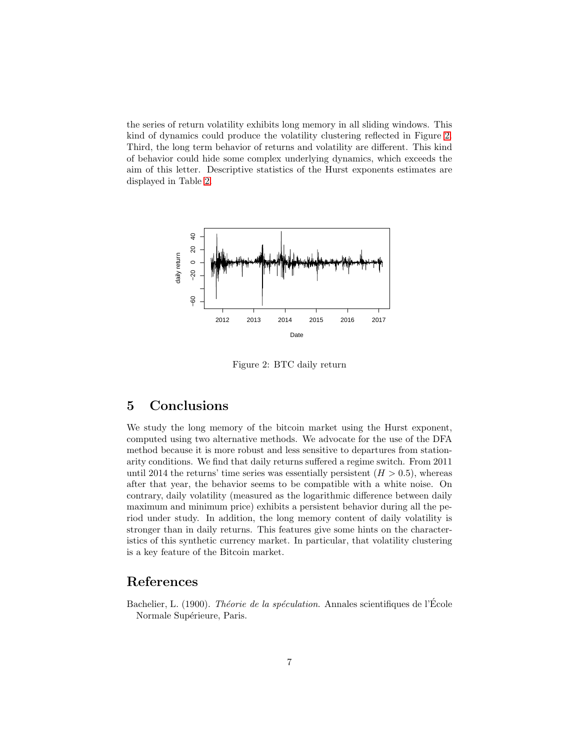the series of return volatility exhibits long memory in all sliding windows. This kind of dynamics could produce the volatility clustering reflected in Figure 2. Third, the long term behavior of returns and volatility are different. This kind of behavior could hide some complex underlying dynamics, which exceeds the aim of this letter. Descriptive statistics of the Hurst exponents estimates are displayed in Table 2.

Figure 2: BTC daily return

## 5 Conclusions

We study the long memory of the bitcoin market using the Hurst exponent, computed using two alternative methods. We advocate for the use of the DFA method because it is more robust and less sensitive to departures from stationarity conditions. We find that daily returns suffered a regime switch. From 2011 until 2014 the returns' time series was essentially persistent ($H > 0.5$), whereas after that year, the behavior seems to be compatible with a white noise. On contrary, daily volatility (measured as the logarithmic difference between daily maximum and minimum price) exhibits a persistent behavior during all the period under study. In addition, the long memory content of daily volatility is stronger than in daily returns. This features give some hints on the characteristics of this synthetic currency market. In particular, that volatility clustering is a key feature of the Bitcoin market.

## References

Bachelier, L. (1900). *Théorie de la spéculation*. Annales scientifiques de l'École Normale Supérieure, Paris.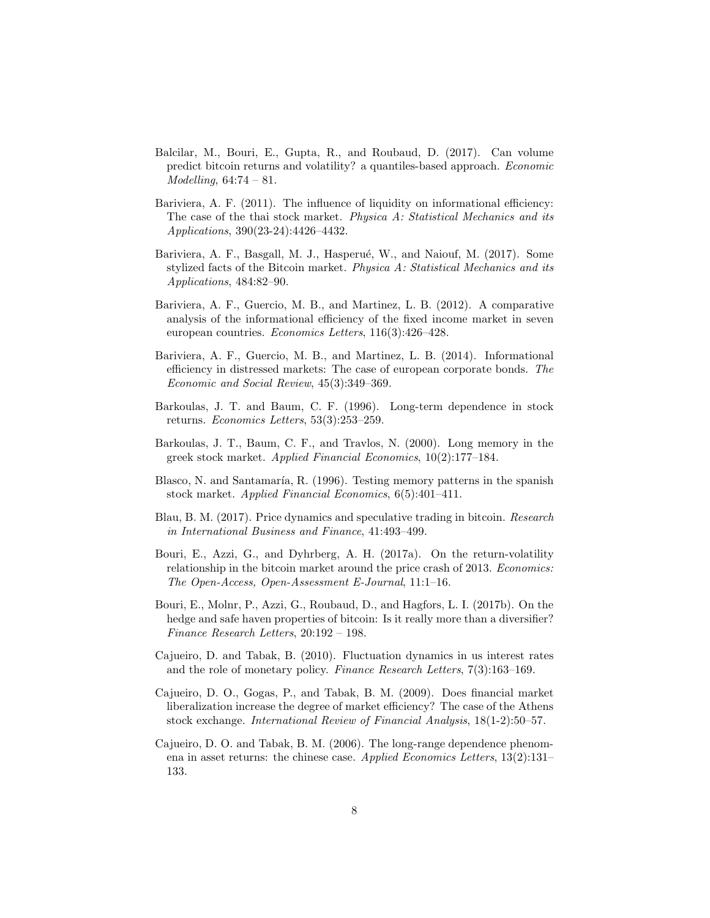Balcilar, M., Bouri, E., Gupta, R., and Roubaud, D. (2017). Can volume predict bitcoin returns and volatility? a quantiles-based approach. *Economic Modelling*, 64:74 – 81.

Bariviera, A. F. (2011). The influence of liquidity on informational efficiency: The case of the thai stock market. *Physica A: Statistical Mechanics and its Applications*, 390(23-24):4426–4432.

Bariviera, A. F., Basgall, M. J., Hasperué, W., and Naiouf, M. (2017). Some stylized facts of the Bitcoin market. *Physica A: Statistical Mechanics and its Applications*, 484:82–90.

Bariviera, A. F., Guercio, M. B., and Martinez, L. B. (2012). A comparative analysis of the informational efficiency of the fixed income market in seven european countries. *Economics Letters*, 116(3):426–428.

Bariviera, A. F., Guercio, M. B., and Martinez, L. B. (2014). Informational efficiency in distressed markets: The case of european corporate bonds. *The Economic and Social Review*, 45(3):349–369.

Barkoulas, J. T. and Baum, C. F. (1996). Long-term dependence in stock returns. *Economics Letters*, 53(3):253–259.

Barkoulas, J. T., Baum, C. F., and Travlos, N. (2000). Long memory in the greek stock market. *Applied Financial Economics*, 10(2):177–184.

Blasco, N. and Santamaría, R. (1996). Testing memory patterns in the spanish stock market. *Applied Financial Economics*, 6(5):401–411.

Blau, B. M. (2017). Price dynamics and speculative trading in bitcoin. *Research in International Business and Finance*, 41:493–499.

Bouri, E., Azzi, G., and Dyhrberg, A. H. (2017a). On the return-volatility relationship in the bitcoin market around the price crash of 2013. *Economics: The Open-Access, Open-Assessment E-Journal*, 11:1–16.

Bouri, E., Molnr, P., Azzi, G., Roubaud, D., and Hagfors, L. I. (2017b). On the hedge and safe haven properties of bitcoin: Is it really more than a diversifier? *Finance Research Letters*, 20:192 – 198.

Cajueiro, D. and Tabak, B. (2010). Fluctuation dynamics in us interest rates and the role of monetary policy. *Finance Research Letters*, 7(3):163–169.

Cajueiro, D. O., Gogas, P., and Tabak, B. M. (2009). Does financial market liberalization increase the degree of market efficiency? The case of the Athens stock exchange. *International Review of Financial Analysis*, 18(1-2):50–57.

Cajueiro, D. O. and Tabak, B. M. (2006). The long-range dependence phenomena in asset returns: the chinese case. *Applied Economics Letters*, 13(2):131–133.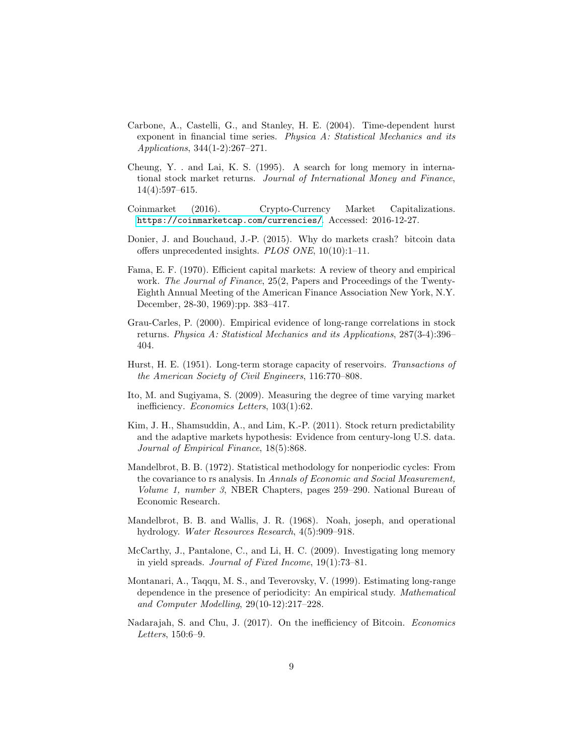Carbone, A., Castelli, G., and Stanley, H. E. (2004). Time-dependent hurst exponent in financial time series. *Physica A: Statistical Mechanics and its Applications*, 344(1-2):267–271.

Cheung, Y. . and Lai, K. S. (1995). A search for long memory in international stock market returns. *Journal of International Money and Finance*, 14(4):597–615.

Coinmarket (2016). Crypto-Currency Market Capitalizations. https://coinmarketcap.com/currencies/. Accessed: 2016-12-27.

Donier, J. and Bouchaud, J.-P. (2015). Why do markets crash? bitcoin data offers unprecedented insights. *PLOS ONE*, 10(10):1–11.

Fama, E. F. (1970). Efficient capital markets: A review of theory and empirical work. *The Journal of Finance*, 25(2, Papers and Proceedings of the Twenty-Eighth Annual Meeting of the American Finance Association New York, N.Y. December, 28-30, 1969):pp. 383–417.

Grau-Carles, P. (2000). Empirical evidence of long-range correlations in stock returns. *Physica A: Statistical Mechanics and its Applications*, 287(3-4):396–404.

Hurst, H. E. (1951). Long-term storage capacity of reservoirs. *Transactions of the American Society of Civil Engineers*, 116:770–808.

Ito, M. and Sugiyama, S. (2009). Measuring the degree of time varying market inefficiency. *Economics Letters*, 103(1):62.

Kim, J. H., Shamsuddin, A., and Lim, K.-P. (2011). Stock return predictability and the adaptive markets hypothesis: Evidence from century-long U.S. data. *Journal of Empirical Finance*, 18(5):868.

Mandelbrot, B. B. (1972). Statistical methodology for nonperiodic cycles: From the covariance to rs analysis. In *Annals of Economic and Social Measurement, Volume 1, number 3*, NBER Chapters, pages 259–290. National Bureau of Economic Research.

Mandelbrot, B. B. and Wallis, J. R. (1968). Noah, joseph, and operational hydrology. *Water Resources Research*, 4(5):909–918.

McCarthy, J., Pantalone, C., and Li, H. C. (2009). Investigating long memory in yield spreads. *Journal of Fixed Income*, 19(1):73–81.

Montanari, A., Taqqu, M. S., and Teverovsky, V. (1999). Estimating long-range dependence in the presence of periodicity: An empirical study. *Mathematical and Computer Modelling*, 29(10-12):217–228.

Nadarajah, S. and Chu, J. (2017). On the inefficiency of Bitcoin. *Economics Letters*, 150:6–9.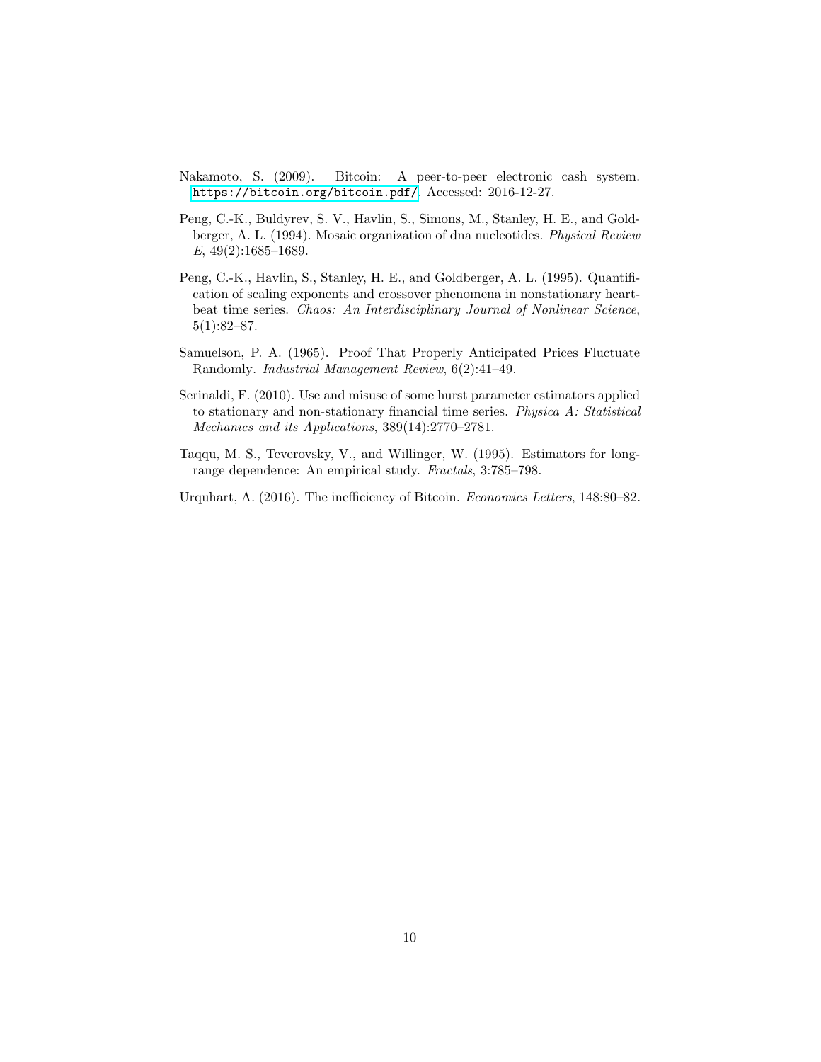Nakamoto, S. (2009). Bitcoin: A peer-to-peer electronic cash system. https://bitcoin.org/bitcoin.pdf/. Accessed: 2016-12-27.

Peng, C.-K., Buldyrev, S. V., Havlin, S., Simons, M., Stanley, H. E., and Goldberger, A. L. (1994). Mosaic organization of dna nucleotides. *Physical Review E*, 49(2):1685–1689.

Peng, C.-K., Havlin, S., Stanley, H. E., and Goldberger, A. L. (1995). Quantification of scaling exponents and crossover phenomena in nonstationary heartbeat time series. *Chaos: An Interdisciplinary Journal of Nonlinear Science*, 5(1):82–87.

Samuelson, P. A. (1965). Proof That Properly Anticipated Prices Fluctuate Randomly. *Industrial Management Review*, 6(2):41–49.

Serinaldi, F. (2010). Use and misuse of some hurst parameter estimators applied to stationary and non-stationary financial time series. *Physica A: Statistical Mechanics and its Applications*, 389(14):2770–2781.

Taqqu, M. S., Teverovsky, V., and Willinger, W. (1995). Estimators for long-range dependence: An empirical study. *Fractals*, 3:785–798.

Urquhart, A. (2016). The inefficiency of Bitcoin. *Economics Letters*, 148:80–82.